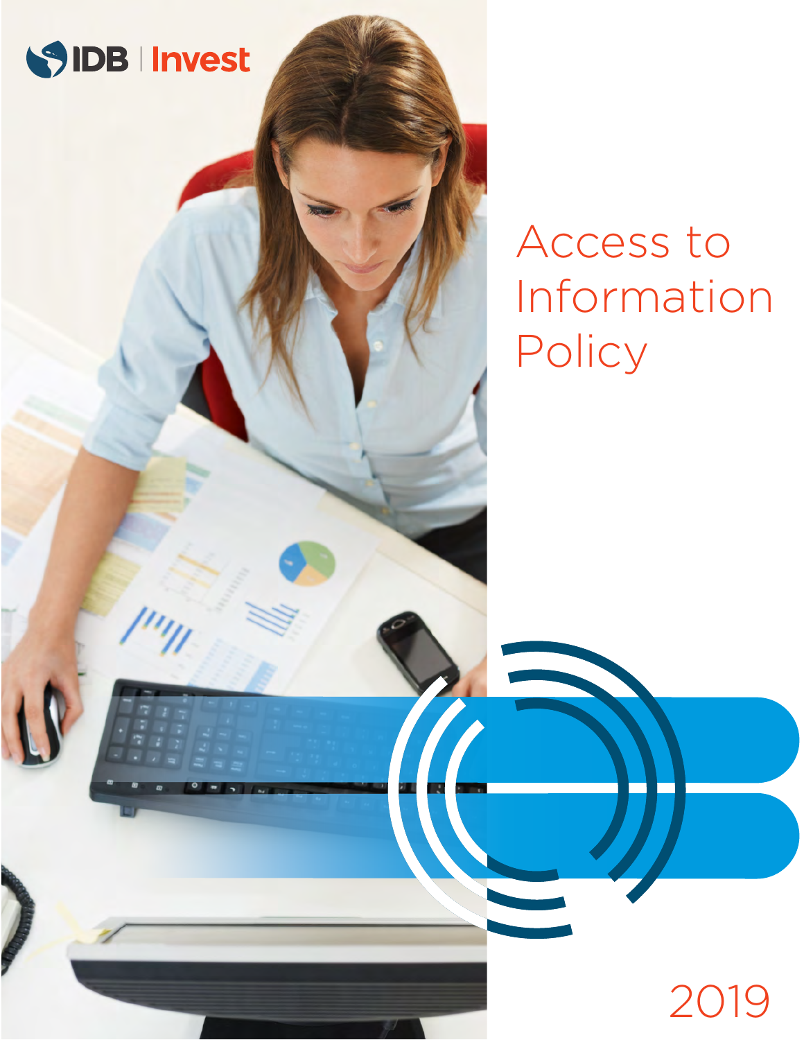IDB | Invest

# Access to Information Policy

2019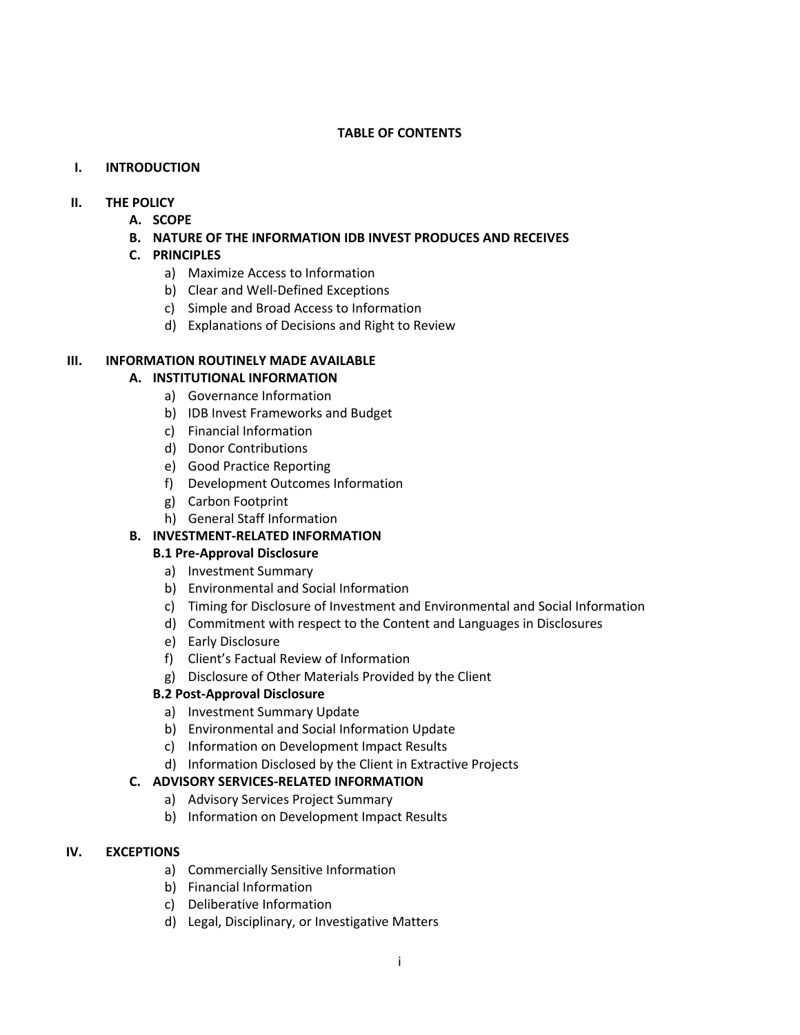**TABLE OF CONTENTS**

**I. INTRODUCTION**

**II. THE POLICY**

- **A. SCOPE**
- **B. NATURE OF THE INFORMATION IDB INVEST PRODUCES AND RECEIVES**
- **C. PRINCIPLES**
  - a) Maximize Access to Information
  - b) Clear and Well-Defined Exceptions
  - c) Simple and Broad Access to Information
  - d) Explanations of Decisions and Right to Review

**III. INFORMATION ROUTINELY MADE AVAILABLE**

- **A. INSTITUTIONAL INFORMATION**
  - a) Governance Information
  - b) IDB Invest Frameworks and Budget
  - c) Financial Information
  - d) Donor Contributions
  - e) Good Practice Reporting
  - f) Development Outcomes Information
  - g) Carbon Footprint
  - h) General Staff Information
- **B. INVESTMENT-RELATED INFORMATION**
  - **B.1 Pre-Approval Disclosure**
    - a) Investment Summary
    - b) Environmental and Social Information
    - c) Timing for Disclosure of Investment and Environmental and Social Information
    - d) Commitment with respect to the Content and Languages in Disclosures
    - e) Early Disclosure
    - f) Client's Factual Review of Information
    - g) Disclosure of Other Materials Provided by the Client
  - **B.2 Post-Approval Disclosure**
    - a) Investment Summary Update
    - b) Environmental and Social Information Update
    - c) Information on Development Impact Results
    - d) Information Disclosed by the Client in Extractive Projects
- **C. ADVISORY SERVICES-RELATED INFORMATION**
  - a) Advisory Services Project Summary
  - b) Information on Development Impact Results

**IV. EXCEPTIONS**

- a) Commercially Sensitive Information
- b) Financial Information
- c) Deliberative Information
- d) Legal, Disciplinary, or Investigative Matters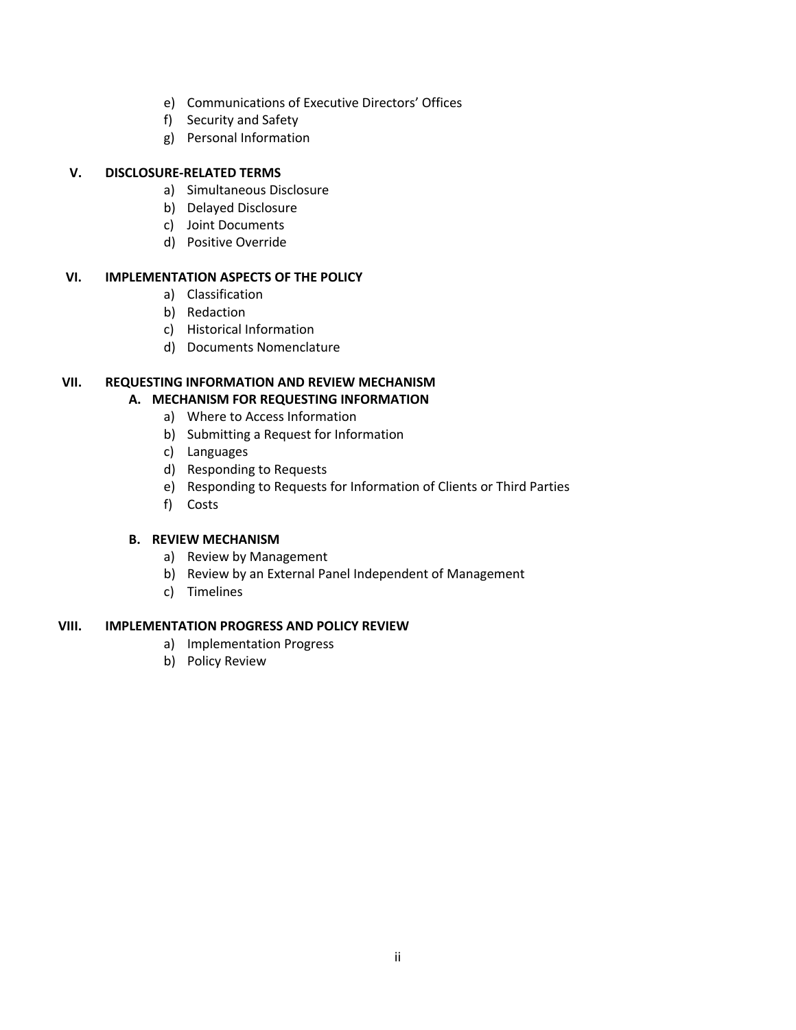e) Communications of Executive Directors' Offices
f) Security and Safety
g) Personal Information

**V. DISCLOSURE-RELATED TERMS**

a) Simultaneous Disclosure
b) Delayed Disclosure
c) Joint Documents
d) Positive Override

**VI. IMPLEMENTATION ASPECTS OF THE POLICY**

a) Classification
b) Redaction
c) Historical Information
d) Documents Nomenclature

**VII. REQUESTING INFORMATION AND REVIEW MECHANISM**

**A. MECHANISM FOR REQUESTING INFORMATION**

a) Where to Access Information
b) Submitting a Request for Information
c) Languages
d) Responding to Requests
e) Responding to Requests for Information of Clients or Third Parties
f) Costs

**B. REVIEW MECHANISM**

a) Review by Management
b) Review by an External Panel Independent of Management
c) Timelines

**VIII. IMPLEMENTATION PROGRESS AND POLICY REVIEW**

a) Implementation Progress
b) Policy Review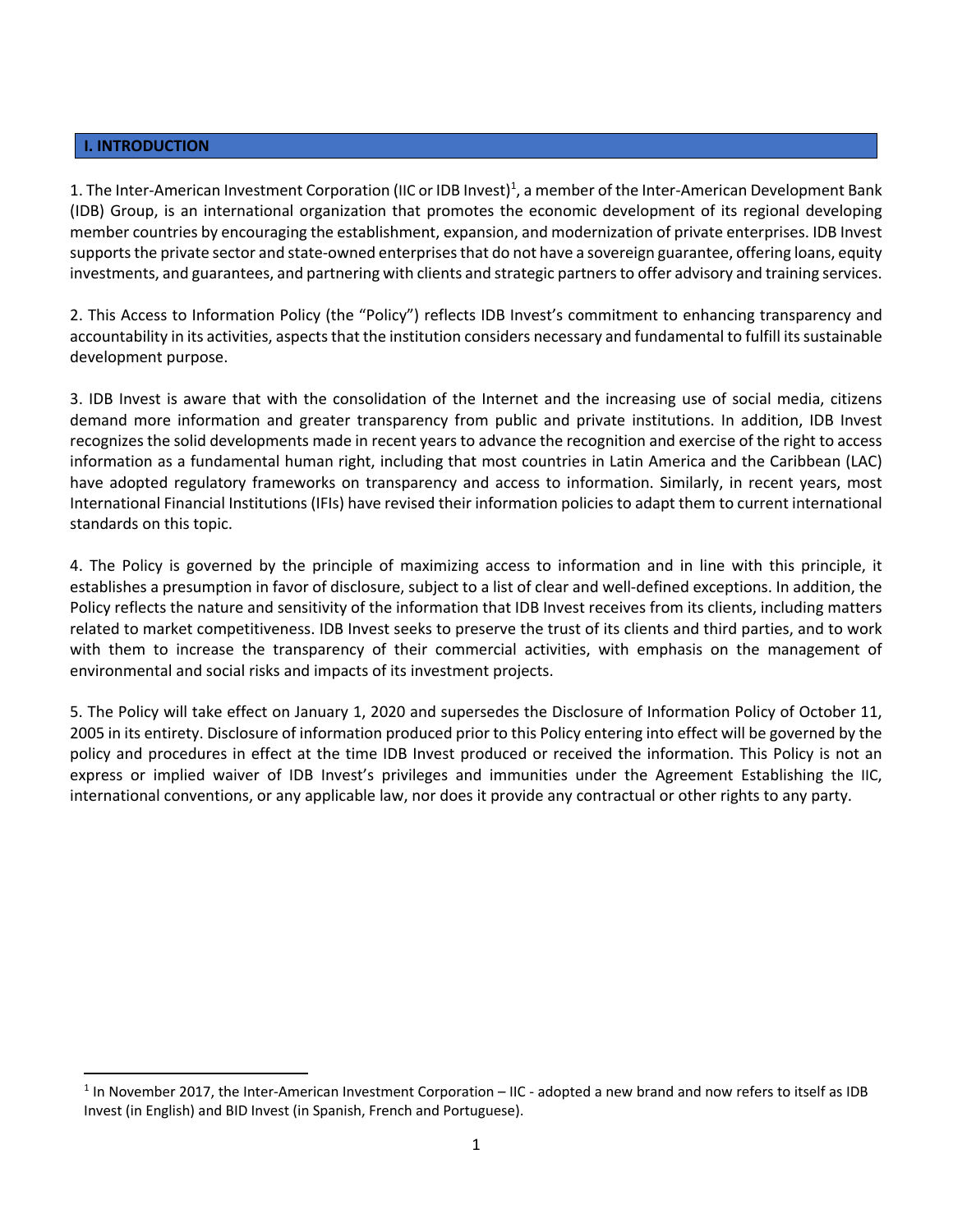## I. INTRODUCTION

1. The Inter-American Investment Corporation (IIC or IDB Invest)[1], a member of the Inter-American Development Bank (IDB) Group, is an international organization that promotes the economic development of its regional developing member countries by encouraging the establishment, expansion, and modernization of private enterprises. IDB Invest supports the private sector and state-owned enterprises that do not have a sovereign guarantee, offering loans, equity investments, and guarantees, and partnering with clients and strategic partners to offer advisory and training services.

2. This Access to Information Policy (the "Policy") reflects IDB Invest's commitment to enhancing transparency and accountability in its activities, aspects that the institution considers necessary and fundamental to fulfill its sustainable development purpose.

3. IDB Invest is aware that with the consolidation of the Internet and the increasing use of social media, citizens demand more information and greater transparency from public and private institutions. In addition, IDB Invest recognizes the solid developments made in recent years to advance the recognition and exercise of the right to access information as a fundamental human right, including that most countries in Latin America and the Caribbean (LAC) have adopted regulatory frameworks on transparency and access to information. Similarly, in recent years, most International Financial Institutions (IFIs) have revised their information policies to adapt them to current international standards on this topic.

4. The Policy is governed by the principle of maximizing access to information and in line with this principle, it establishes a presumption in favor of disclosure, subject to a list of clear and well-defined exceptions. In addition, the Policy reflects the nature and sensitivity of the information that IDB Invest receives from its clients, including matters related to market competitiveness. IDB Invest seeks to preserve the trust of its clients and third parties, and to work with them to increase the transparency of their commercial activities, with emphasis on the management of environmental and social risks and impacts of its investment projects.

5. The Policy will take effect on January 1, 2020 and supersedes the Disclosure of Information Policy of October 11, 2005 in its entirety. Disclosure of information produced prior to this Policy entering into effect will be governed by the policy and procedures in effect at the time IDB Invest produced or received the information. This Policy is not an express or implied waiver of IDB Invest's privileges and immunities under the Agreement Establishing the IIC, international conventions, or any applicable law, nor does it provide any contractual or other rights to any party.

[1] In November 2017, the Inter-American Investment Corporation – IIC - adopted a new brand and now refers to itself as IDB Invest (in English) and BID Invest (in Spanish, French and Portuguese).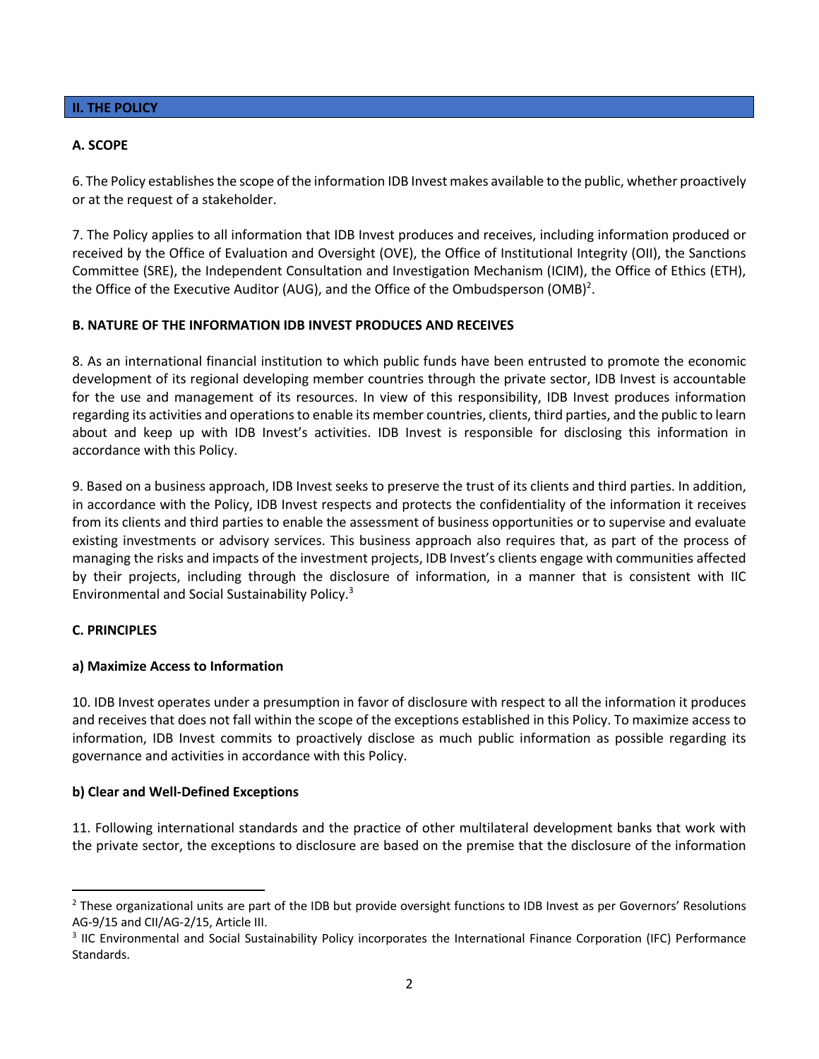## II. THE POLICY

### A. SCOPE

6. The Policy establishes the scope of the information IDB Invest makes available to the public, whether proactively or at the request of a stakeholder.

7. The Policy applies to all information that IDB Invest produces and receives, including information produced or received by the Office of Evaluation and Oversight (OVE), the Office of Institutional Integrity (OII), the Sanctions Committee (SRE), the Independent Consultation and Investigation Mechanism (ICIM), the Office of Ethics (ETH), the Office of the Executive Auditor (AUG), and the Office of the Ombudsperson (OMB)[2].

### B. NATURE OF THE INFORMATION IDB INVEST PRODUCES AND RECEIVES

8. As an international financial institution to which public funds have been entrusted to promote the economic development of its regional developing member countries through the private sector, IDB Invest is accountable for the use and management of its resources. In view of this responsibility, IDB Invest produces information regarding its activities and operations to enable its member countries, clients, third parties, and the public to learn about and keep up with IDB Invest's activities. IDB Invest is responsible for disclosing this information in accordance with this Policy.

9. Based on a business approach, IDB Invest seeks to preserve the trust of its clients and third parties. In addition, in accordance with the Policy, IDB Invest respects and protects the confidentiality of the information it receives from its clients and third parties to enable the assessment of business opportunities or to supervise and evaluate existing investments or advisory services. This business approach also requires that, as part of the process of managing the risks and impacts of the investment projects, IDB Invest's clients engage with communities affected by their projects, including through the disclosure of information, in a manner that is consistent with IIC Environmental and Social Sustainability Policy.[3]

### C. PRINCIPLES

#### a) Maximize Access to Information

10. IDB Invest operates under a presumption in favor of disclosure with respect to all the information it produces and receives that does not fall within the scope of the exceptions established in this Policy. To maximize access to information, IDB Invest commits to proactively disclose as much public information as possible regarding its governance and activities in accordance with this Policy.

#### b) Clear and Well-Defined Exceptions

11. Following international standards and the practice of other multilateral development banks that work with the private sector, the exceptions to disclosure are based on the premise that the disclosure of the information

---

[2] These organizational units are part of the IDB but provide oversight functions to IDB Invest as per Governors' Resolutions AG-9/15 and CII/AG-2/15, Article III.

[3] IIC Environmental and Social Sustainability Policy incorporates the International Finance Corporation (IFC) Performance Standards.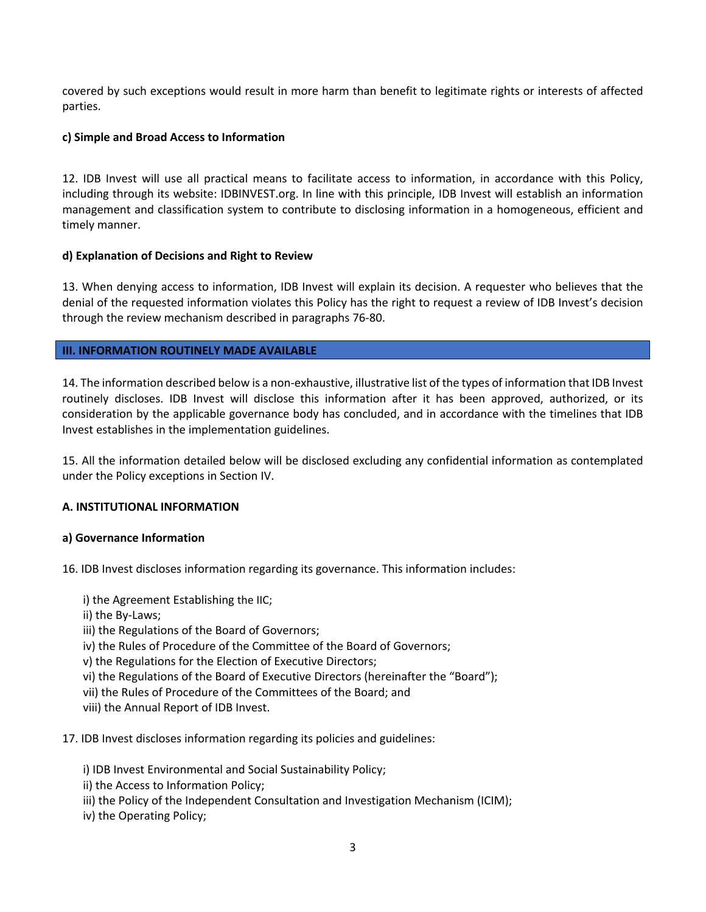covered by such exceptions would result in more harm than benefit to legitimate rights or interests of affected parties.

**c) Simple and Broad Access to Information**

12. IDB Invest will use all practical means to facilitate access to information, in accordance with this Policy, including through its website: IDBINVEST.org. In line with this principle, IDB Invest will establish an information management and classification system to contribute to disclosing information in a homogeneous, efficient and timely manner.

**d) Explanation of Decisions and Right to Review**

13. When denying access to information, IDB Invest will explain its decision. A requester who believes that the denial of the requested information violates this Policy has the right to request a review of IDB Invest's decision through the review mechanism described in paragraphs 76-80.

## III. INFORMATION ROUTINELY MADE AVAILABLE

14. The information described below is a non-exhaustive, illustrative list of the types of information that IDB Invest routinely discloses. IDB Invest will disclose this information after it has been approved, authorized, or its consideration by the applicable governance body has concluded, and in accordance with the timelines that IDB Invest establishes in the implementation guidelines.

15. All the information detailed below will be disclosed excluding any confidential information as contemplated under the Policy exceptions in Section IV.

### A. INSTITUTIONAL INFORMATION

**a) Governance Information**

16. IDB Invest discloses information regarding its governance. This information includes:

i) the Agreement Establishing the IIC;
ii) the By-Laws;
iii) the Regulations of the Board of Governors;
iv) the Rules of Procedure of the Committee of the Board of Governors;
v) the Regulations for the Election of Executive Directors;
vi) the Regulations of the Board of Executive Directors (hereinafter the "Board");
vii) the Rules of Procedure of the Committees of the Board; and
viii) the Annual Report of IDB Invest.

17. IDB Invest discloses information regarding its policies and guidelines:

i) IDB Invest Environmental and Social Sustainability Policy;
ii) the Access to Information Policy;
iii) the Policy of the Independent Consultation and Investigation Mechanism (ICIM);
iv) the Operating Policy;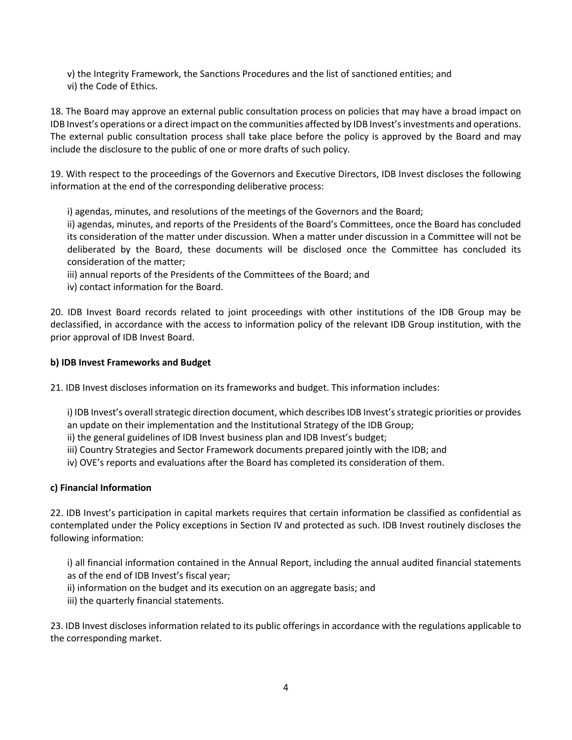v) the Integrity Framework, the Sanctions Procedures and the list of sanctioned entities; and
vi) the Code of Ethics.

18. The Board may approve an external public consultation process on policies that may have a broad impact on IDB Invest's operations or a direct impact on the communities affected by IDB Invest's investments and operations. The external public consultation process shall take place before the policy is approved by the Board and may include the disclosure to the public of one or more drafts of such policy.

19. With respect to the proceedings of the Governors and Executive Directors, IDB Invest discloses the following information at the end of the corresponding deliberative process:

i) agendas, minutes, and resolutions of the meetings of the Governors and the Board;
ii) agendas, minutes, and reports of the Presidents of the Board's Committees, once the Board has concluded its consideration of the matter under discussion. When a matter under discussion in a Committee will not be deliberated by the Board, these documents will be disclosed once the Committee has concluded its consideration of the matter;
iii) annual reports of the Presidents of the Committees of the Board; and
iv) contact information for the Board.

20. IDB Invest Board records related to joint proceedings with other institutions of the IDB Group may be declassified, in accordance with the access to information policy of the relevant IDB Group institution, with the prior approval of IDB Invest Board.

**b) IDB Invest Frameworks and Budget**

21. IDB Invest discloses information on its frameworks and budget. This information includes:

i) IDB Invest's overall strategic direction document, which describes IDB Invest's strategic priorities or provides an update on their implementation and the Institutional Strategy of the IDB Group;
ii) the general guidelines of IDB Invest business plan and IDB Invest's budget;
iii) Country Strategies and Sector Framework documents prepared jointly with the IDB; and
iv) OVE's reports and evaluations after the Board has completed its consideration of them.

**c) Financial Information**

22. IDB Invest's participation in capital markets requires that certain information be classified as confidential as contemplated under the Policy exceptions in Section IV and protected as such. IDB Invest routinely discloses the following information:

i) all financial information contained in the Annual Report, including the annual audited financial statements as of the end of IDB Invest's fiscal year;
ii) information on the budget and its execution on an aggregate basis; and
iii) the quarterly financial statements.

23. IDB Invest discloses information related to its public offerings in accordance with the regulations applicable to the corresponding market.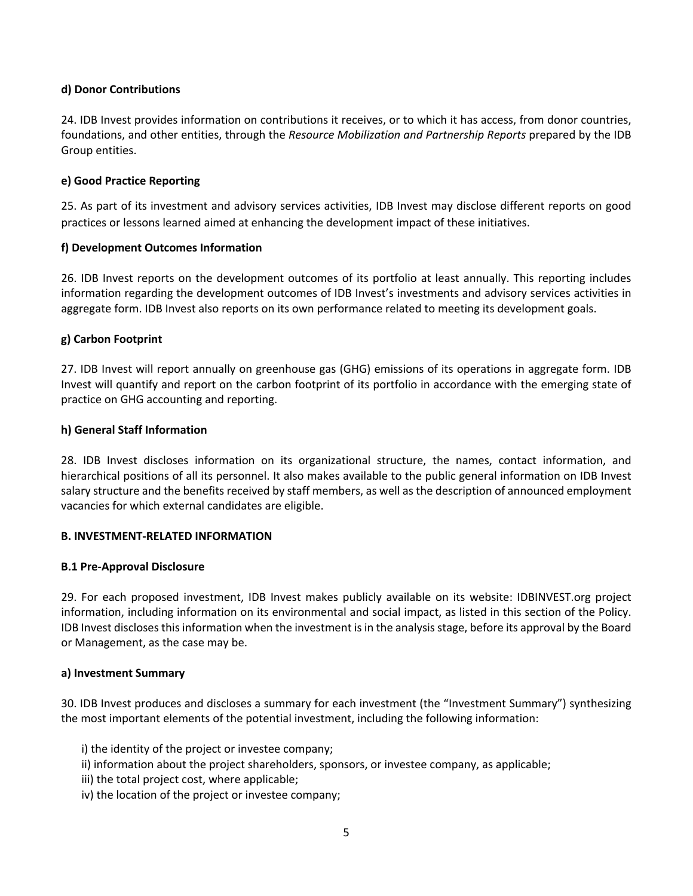**d) Donor Contributions**

24. IDB Invest provides information on contributions it receives, or to which it has access, from donor countries, foundations, and other entities, through the *Resource Mobilization and Partnership Reports* prepared by the IDB Group entities.

**e) Good Practice Reporting**

25. As part of its investment and advisory services activities, IDB Invest may disclose different reports on good practices or lessons learned aimed at enhancing the development impact of these initiatives.

**f) Development Outcomes Information**

26. IDB Invest reports on the development outcomes of its portfolio at least annually. This reporting includes information regarding the development outcomes of IDB Invest's investments and advisory services activities in aggregate form. IDB Invest also reports on its own performance related to meeting its development goals.

**g) Carbon Footprint**

27. IDB Invest will report annually on greenhouse gas (GHG) emissions of its operations in aggregate form. IDB Invest will quantify and report on the carbon footprint of its portfolio in accordance with the emerging state of practice on GHG accounting and reporting.

**h) General Staff Information**

28. IDB Invest discloses information on its organizational structure, the names, contact information, and hierarchical positions of all its personnel. It also makes available to the public general information on IDB Invest salary structure and the benefits received by staff members, as well as the description of announced employment vacancies for which external candidates are eligible.

**B. INVESTMENT-RELATED INFORMATION**

**B.1 Pre-Approval Disclosure**

29. For each proposed investment, IDB Invest makes publicly available on its website: IDBINVEST.org project information, including information on its environmental and social impact, as listed in this section of the Policy. IDB Invest discloses this information when the investment is in the analysis stage, before its approval by the Board or Management, as the case may be.

**a) Investment Summary**

30. IDB Invest produces and discloses a summary for each investment (the "Investment Summary") synthesizing the most important elements of the potential investment, including the following information:

i) the identity of the project or investee company;
ii) information about the project shareholders, sponsors, or investee company, as applicable;
iii) the total project cost, where applicable;
iv) the location of the project or investee company;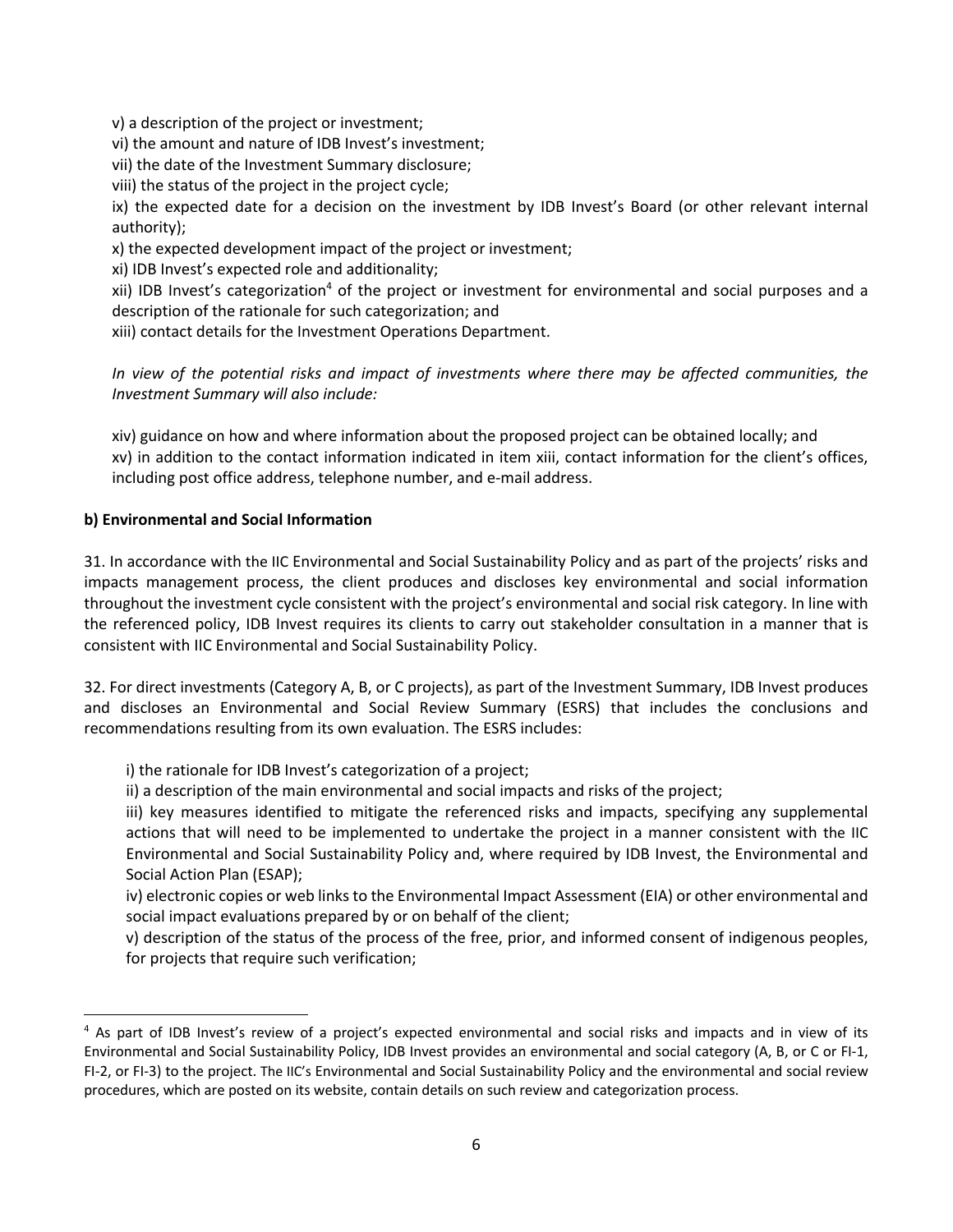v) a description of the project or investment;

vi) the amount and nature of IDB Invest's investment;

vii) the date of the Investment Summary disclosure;

viii) the status of the project in the project cycle;

ix) the expected date for a decision on the investment by IDB Invest's Board (or other relevant internal authority);

x) the expected development impact of the project or investment;

xi) IDB Invest's expected role and additionality;

xii) IDB Invest's categorization[4] of the project or investment for environmental and social purposes and a description of the rationale for such categorization; and

xiii) contact details for the Investment Operations Department.

*In view of the potential risks and impact of investments where there may be affected communities, the Investment Summary will also include:*

xiv) guidance on how and where information about the proposed project can be obtained locally; and

xv) in addition to the contact information indicated in item xiii, contact information for the client's offices, including post office address, telephone number, and e-mail address.

**b) Environmental and Social Information**

31. In accordance with the IIC Environmental and Social Sustainability Policy and as part of the projects' risks and impacts management process, the client produces and discloses key environmental and social information throughout the investment cycle consistent with the project's environmental and social risk category. In line with the referenced policy, IDB Invest requires its clients to carry out stakeholder consultation in a manner that is consistent with IIC Environmental and Social Sustainability Policy.

32. For direct investments (Category A, B, or C projects), as part of the Investment Summary, IDB Invest produces and discloses an Environmental and Social Review Summary (ESRS) that includes the conclusions and recommendations resulting from its own evaluation. The ESRS includes:

i) the rationale for IDB Invest's categorization of a project;

ii) a description of the main environmental and social impacts and risks of the project;

iii) key measures identified to mitigate the referenced risks and impacts, specifying any supplemental actions that will need to be implemented to undertake the project in a manner consistent with the IIC Environmental and Social Sustainability Policy and, where required by IDB Invest, the Environmental and Social Action Plan (ESAP);

iv) electronic copies or web links to the Environmental Impact Assessment (EIA) or other environmental and social impact evaluations prepared by or on behalf of the client;

v) description of the status of the process of the free, prior, and informed consent of indigenous peoples, for projects that require such verification;

[4] As part of IDB Invest's review of a project's expected environmental and social risks and impacts and in view of its Environmental and Social Sustainability Policy, IDB Invest provides an environmental and social category (A, B, or C or FI-1, FI-2, or FI-3) to the project. The IIC's Environmental and Social Sustainability Policy and the environmental and social review procedures, which are posted on its website, contain details on such review and categorization process.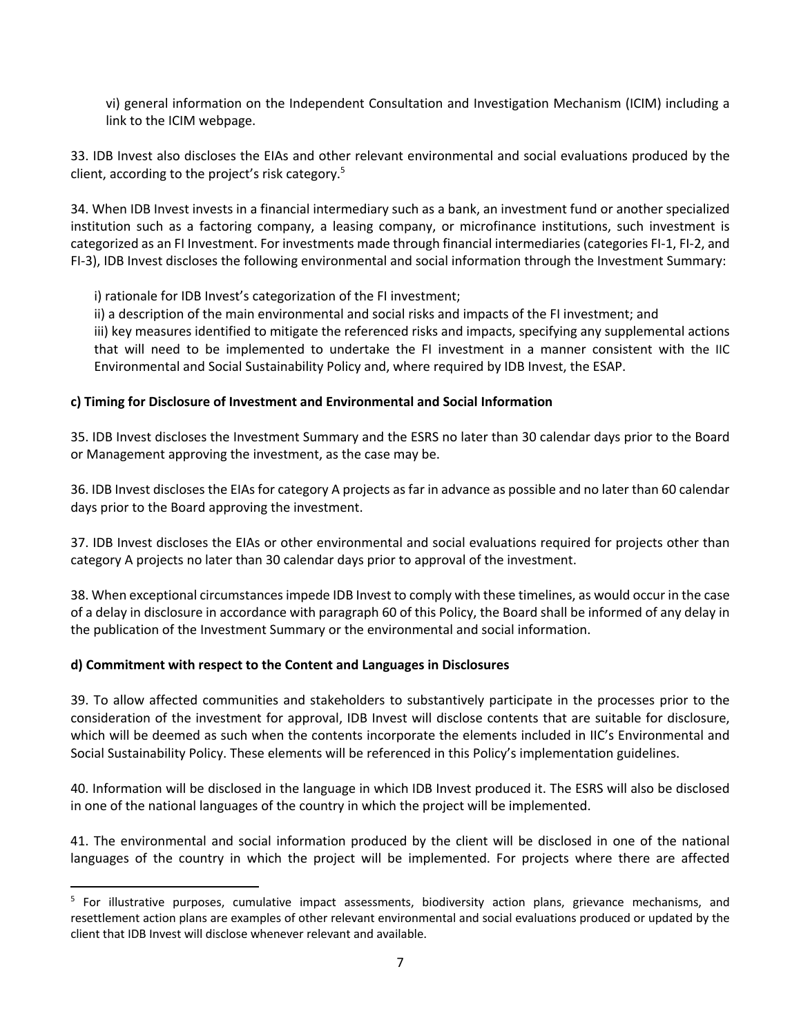vi) general information on the Independent Consultation and Investigation Mechanism (ICIM) including a link to the ICIM webpage.

33. IDB Invest also discloses the EIAs and other relevant environmental and social evaluations produced by the client, according to the project's risk category.[5]

34. When IDB Invest invests in a financial intermediary such as a bank, an investment fund or another specialized institution such as a factoring company, a leasing company, or microfinance institutions, such investment is categorized as an FI Investment. For investments made through financial intermediaries (categories FI-1, FI-2, and FI-3), IDB Invest discloses the following environmental and social information through the Investment Summary:

i) rationale for IDB Invest's categorization of the FI investment;

ii) a description of the main environmental and social risks and impacts of the FI investment; and

iii) key measures identified to mitigate the referenced risks and impacts, specifying any supplemental actions that will need to be implemented to undertake the FI investment in a manner consistent with the IIC Environmental and Social Sustainability Policy and, where required by IDB Invest, the ESAP.

**c) Timing for Disclosure of Investment and Environmental and Social Information**

35. IDB Invest discloses the Investment Summary and the ESRS no later than 30 calendar days prior to the Board or Management approving the investment, as the case may be.

36. IDB Invest discloses the EIAs for category A projects as far in advance as possible and no later than 60 calendar days prior to the Board approving the investment.

37. IDB Invest discloses the EIAs or other environmental and social evaluations required for projects other than category A projects no later than 30 calendar days prior to approval of the investment.

38. When exceptional circumstances impede IDB Invest to comply with these timelines, as would occur in the case of a delay in disclosure in accordance with paragraph 60 of this Policy, the Board shall be informed of any delay in the publication of the Investment Summary or the environmental and social information.

**d) Commitment with respect to the Content and Languages in Disclosures**

39. To allow affected communities and stakeholders to substantively participate in the processes prior to the consideration of the investment for approval, IDB Invest will disclose contents that are suitable for disclosure, which will be deemed as such when the contents incorporate the elements included in IIC's Environmental and Social Sustainability Policy. These elements will be referenced in this Policy's implementation guidelines.

40. Information will be disclosed in the language in which IDB Invest produced it. The ESRS will also be disclosed in one of the national languages of the country in which the project will be implemented.

41. The environmental and social information produced by the client will be disclosed in one of the national languages of the country in which the project will be implemented. For projects where there are affected

[5] For illustrative purposes, cumulative impact assessments, biodiversity action plans, grievance mechanisms, and resettlement action plans are examples of other relevant environmental and social evaluations produced or updated by the client that IDB Invest will disclose whenever relevant and available.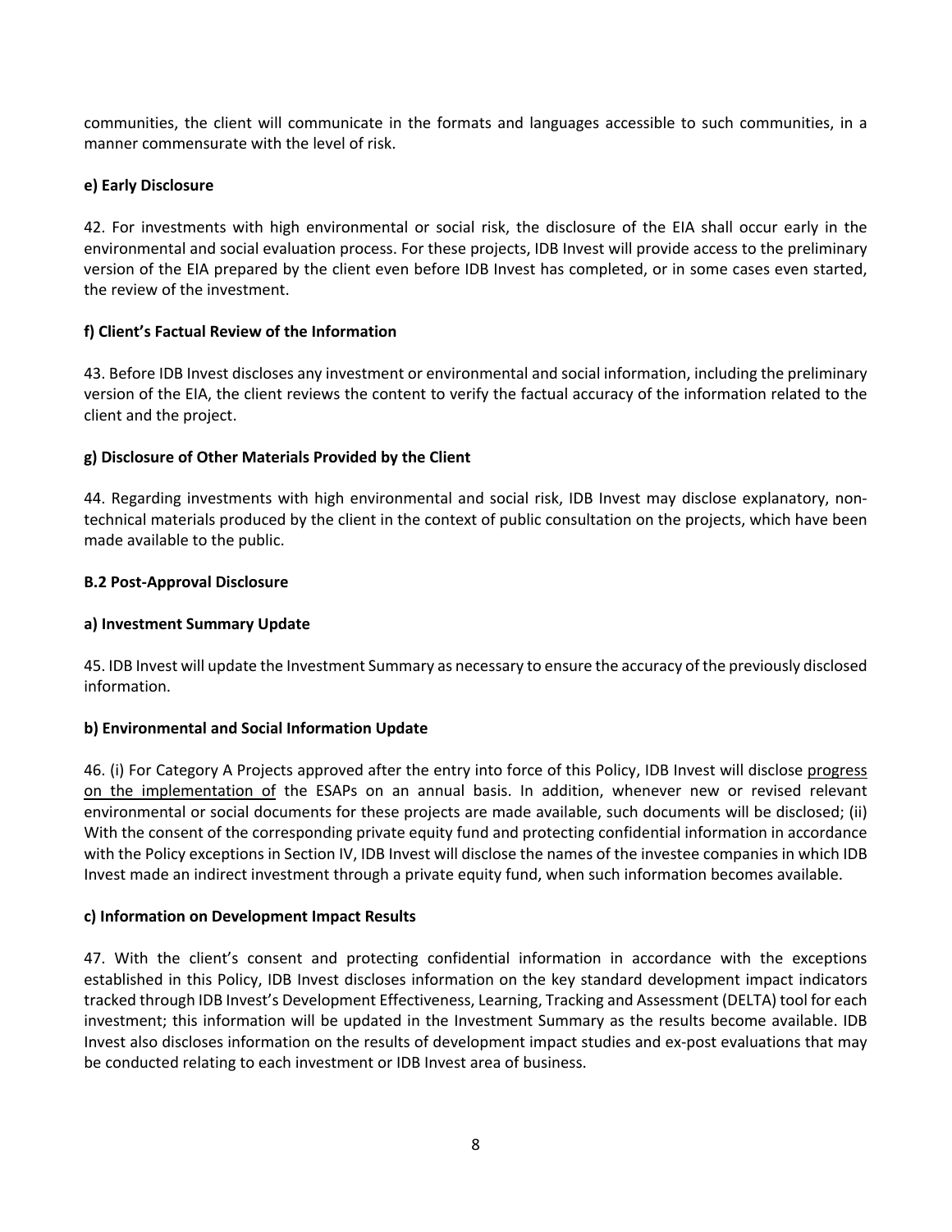communities, the client will communicate in the formats and languages accessible to such communities, in a manner commensurate with the level of risk.

**e) Early Disclosure**

42. For investments with high environmental or social risk, the disclosure of the EIA shall occur early in the environmental and social evaluation process. For these projects, IDB Invest will provide access to the preliminary version of the EIA prepared by the client even before IDB Invest has completed, or in some cases even started, the review of the investment.

**f) Client's Factual Review of the Information**

43. Before IDB Invest discloses any investment or environmental and social information, including the preliminary version of the EIA, the client reviews the content to verify the factual accuracy of the information related to the client and the project.

**g) Disclosure of Other Materials Provided by the Client**

44. Regarding investments with high environmental and social risk, IDB Invest may disclose explanatory, non-technical materials produced by the client in the context of public consultation on the projects, which have been made available to the public.

**B.2 Post-Approval Disclosure**

**a) Investment Summary Update**

45. IDB Invest will update the Investment Summary as necessary to ensure the accuracy of the previously disclosed information.

**b) Environmental and Social Information Update**

46. (i) For Category A Projects approved after the entry into force of this Policy, IDB Invest will disclose progress on the implementation of the ESAPs on an annual basis. In addition, whenever new or revised relevant environmental or social documents for these projects are made available, such documents will be disclosed; (ii) With the consent of the corresponding private equity fund and protecting confidential information in accordance with the Policy exceptions in Section IV, IDB Invest will disclose the names of the investee companies in which IDB Invest made an indirect investment through a private equity fund, when such information becomes available.

**c) Information on Development Impact Results**

47. With the client's consent and protecting confidential information in accordance with the exceptions established in this Policy, IDB Invest discloses information on the key standard development impact indicators tracked through IDB Invest's Development Effectiveness, Learning, Tracking and Assessment (DELTA) tool for each investment; this information will be updated in the Investment Summary as the results become available. IDB Invest also discloses information on the results of development impact studies and ex-post evaluations that may be conducted relating to each investment or IDB Invest area of business.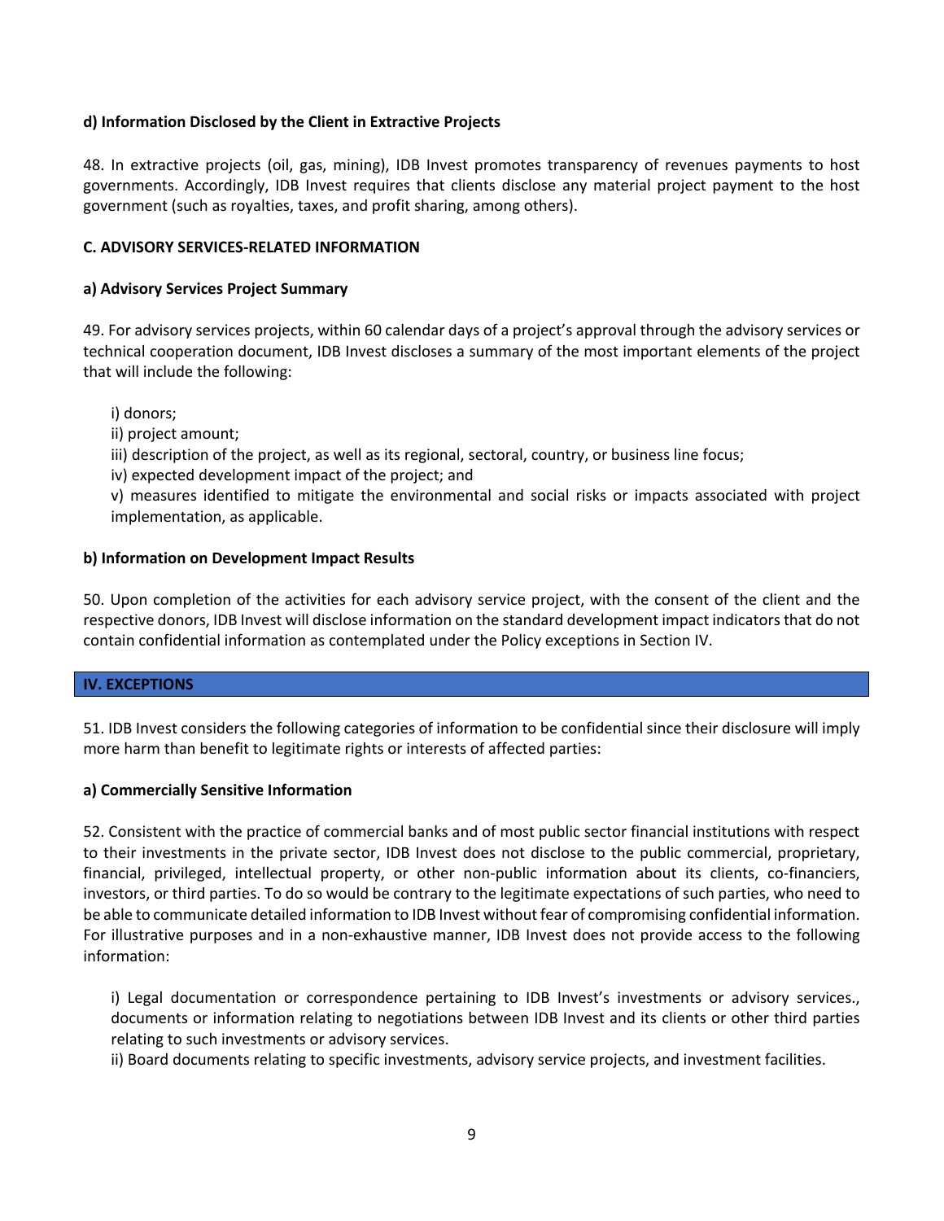#### d) Information Disclosed by the Client in Extractive Projects

48. In extractive projects (oil, gas, mining), IDB Invest promotes transparency of revenues payments to host governments. Accordingly, IDB Invest requires that clients disclose any material project payment to the host government (such as royalties, taxes, and profit sharing, among others).

### C. ADVISORY SERVICES-RELATED INFORMATION

#### a) Advisory Services Project Summary

49. For advisory services projects, within 60 calendar days of a project's approval through the advisory services or technical cooperation document, IDB Invest discloses a summary of the most important elements of the project that will include the following:

i) donors;
ii) project amount;
iii) description of the project, as well as its regional, sectoral, country, or business line focus;
iv) expected development impact of the project; and
v) measures identified to mitigate the environmental and social risks or impacts associated with project implementation, as applicable.

#### b) Information on Development Impact Results

50. Upon completion of the activities for each advisory service project, with the consent of the client and the respective donors, IDB Invest will disclose information on the standard development impact indicators that do not contain confidential information as contemplated under the Policy exceptions in Section IV.

## IV. EXCEPTIONS

51. IDB Invest considers the following categories of information to be confidential since their disclosure will imply more harm than benefit to legitimate rights or interests of affected parties:

#### a) Commercially Sensitive Information

52. Consistent with the practice of commercial banks and of most public sector financial institutions with respect to their investments in the private sector, IDB Invest does not disclose to the public commercial, proprietary, financial, privileged, intellectual property, or other non-public information about its clients, co-financiers, investors, or third parties. To do so would be contrary to the legitimate expectations of such parties, who need to be able to communicate detailed information to IDB Invest without fear of compromising confidential information. For illustrative purposes and in a non-exhaustive manner, IDB Invest does not provide access to the following information:

i) Legal documentation or correspondence pertaining to IDB Invest's investments or advisory services., documents or information relating to negotiations between IDB Invest and its clients or other third parties relating to such investments or advisory services.
ii) Board documents relating to specific investments, advisory service projects, and investment facilities.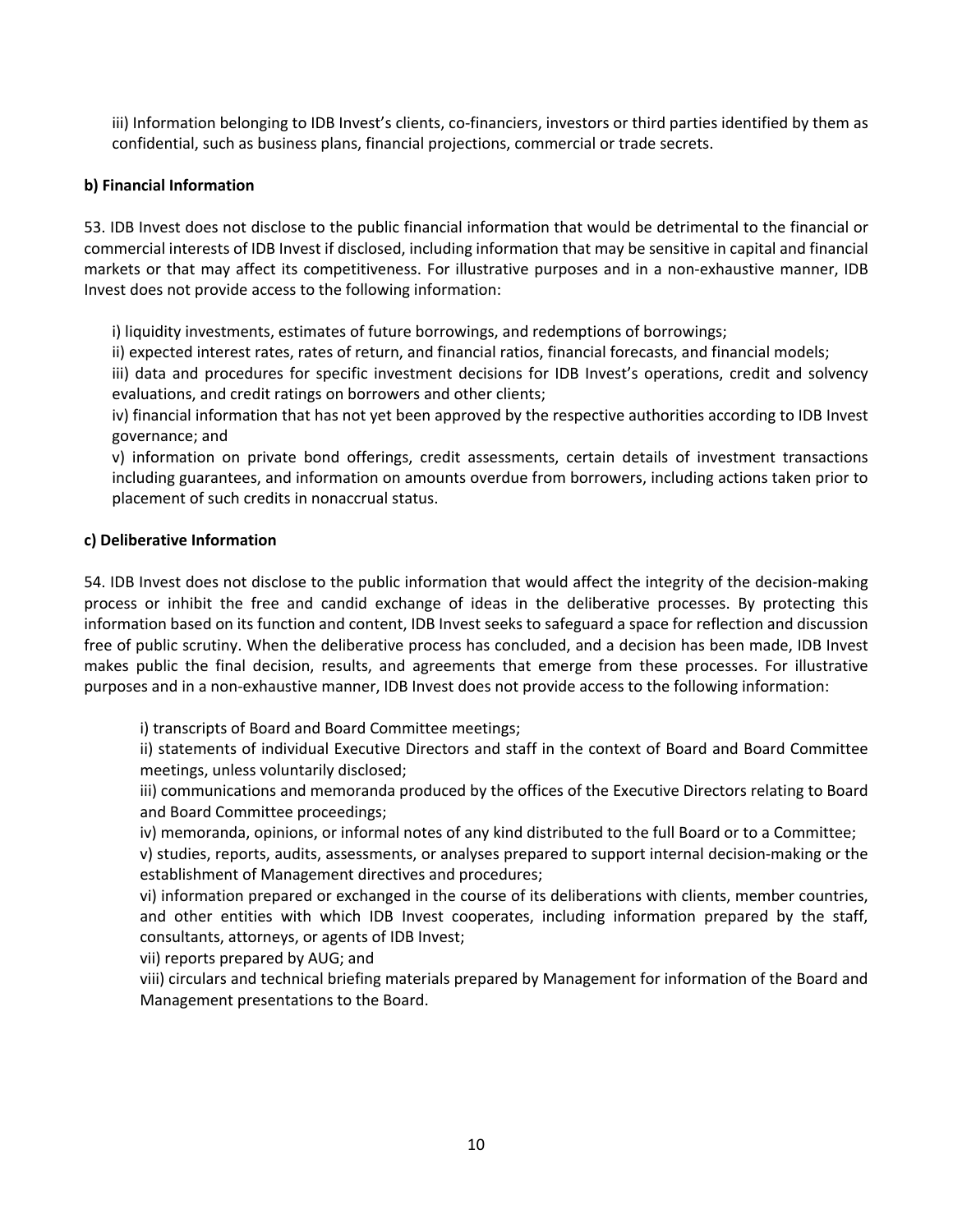iii) Information belonging to IDB Invest's clients, co-financiers, investors or third parties identified by them as confidential, such as business plans, financial projections, commercial or trade secrets.

**b) Financial Information**

53. IDB Invest does not disclose to the public financial information that would be detrimental to the financial or commercial interests of IDB Invest if disclosed, including information that may be sensitive in capital and financial markets or that may affect its competitiveness. For illustrative purposes and in a non-exhaustive manner, IDB Invest does not provide access to the following information:

i) liquidity investments, estimates of future borrowings, and redemptions of borrowings;
ii) expected interest rates, rates of return, and financial ratios, financial forecasts, and financial models;
iii) data and procedures for specific investment decisions for IDB Invest's operations, credit and solvency evaluations, and credit ratings on borrowers and other clients;
iv) financial information that has not yet been approved by the respective authorities according to IDB Invest governance; and
v) information on private bond offerings, credit assessments, certain details of investment transactions including guarantees, and information on amounts overdue from borrowers, including actions taken prior to placement of such credits in nonaccrual status.

**c) Deliberative Information**

54. IDB Invest does not disclose to the public information that would affect the integrity of the decision-making process or inhibit the free and candid exchange of ideas in the deliberative processes. By protecting this information based on its function and content, IDB Invest seeks to safeguard a space for reflection and discussion free of public scrutiny. When the deliberative process has concluded, and a decision has been made, IDB Invest makes public the final decision, results, and agreements that emerge from these processes. For illustrative purposes and in a non-exhaustive manner, IDB Invest does not provide access to the following information:

i) transcripts of Board and Board Committee meetings;
ii) statements of individual Executive Directors and staff in the context of Board and Board Committee meetings, unless voluntarily disclosed;
iii) communications and memoranda produced by the offices of the Executive Directors relating to Board and Board Committee proceedings;
iv) memoranda, opinions, or informal notes of any kind distributed to the full Board or to a Committee;
v) studies, reports, audits, assessments, or analyses prepared to support internal decision-making or the establishment of Management directives and procedures;
vi) information prepared or exchanged in the course of its deliberations with clients, member countries, and other entities with which IDB Invest cooperates, including information prepared by the staff, consultants, attorneys, or agents of IDB Invest;
vii) reports prepared by AUG; and
viii) circulars and technical briefing materials prepared by Management for information of the Board and Management presentations to the Board.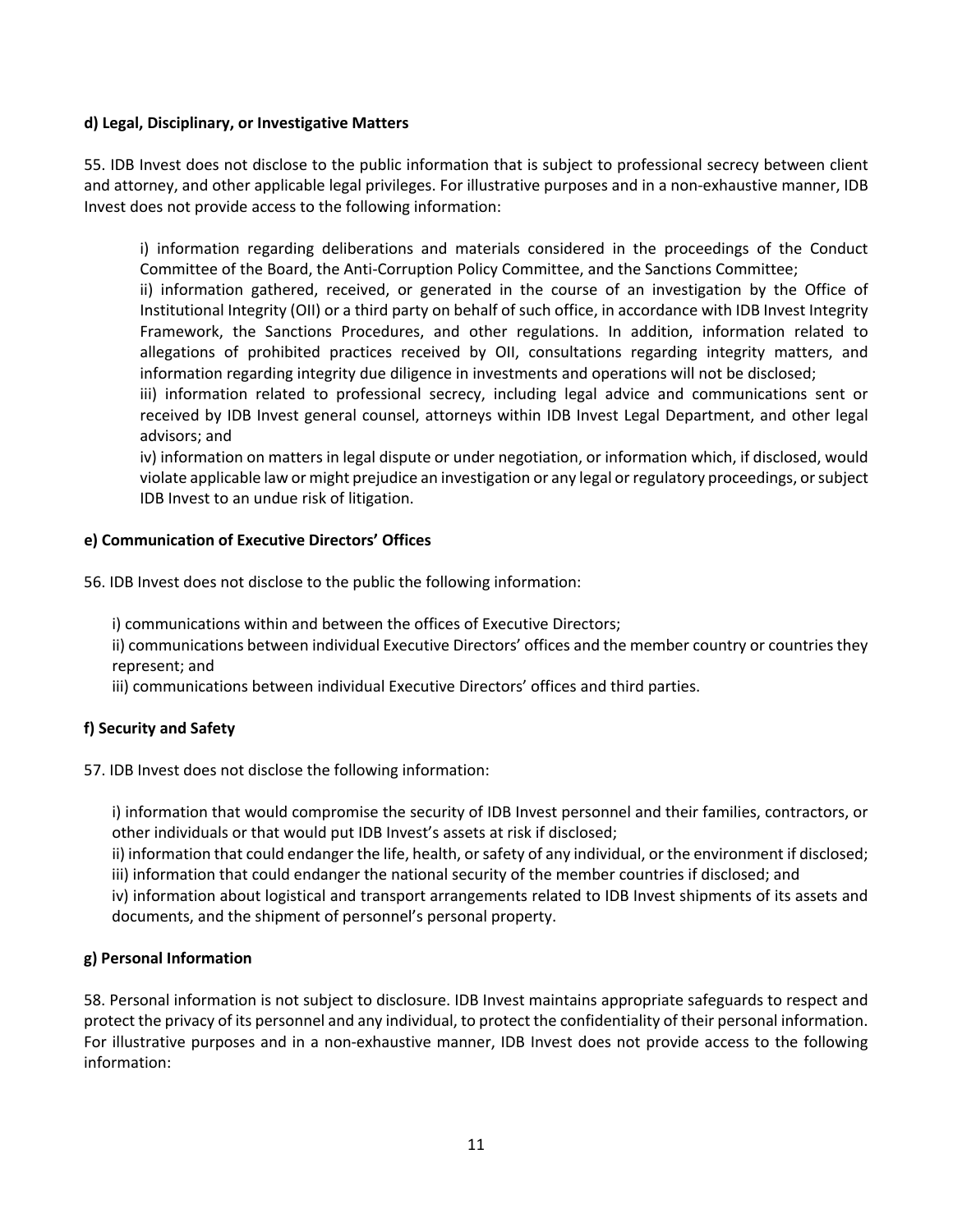**d) Legal, Disciplinary, or Investigative Matters**

55. IDB Invest does not disclose to the public information that is subject to professional secrecy between client and attorney, and other applicable legal privileges. For illustrative purposes and in a non-exhaustive manner, IDB Invest does not provide access to the following information:

i) information regarding deliberations and materials considered in the proceedings of the Conduct Committee of the Board, the Anti-Corruption Policy Committee, and the Sanctions Committee;
ii) information gathered, received, or generated in the course of an investigation by the Office of Institutional Integrity (OII) or a third party on behalf of such office, in accordance with IDB Invest Integrity Framework, the Sanctions Procedures, and other regulations. In addition, information related to allegations of prohibited practices received by OII, consultations regarding integrity matters, and information regarding integrity due diligence in investments and operations will not be disclosed;
iii) information related to professional secrecy, including legal advice and communications sent or received by IDB Invest general counsel, attorneys within IDB Invest Legal Department, and other legal advisors; and
iv) information on matters in legal dispute or under negotiation, or information which, if disclosed, would violate applicable law or might prejudice an investigation or any legal or regulatory proceedings, or subject IDB Invest to an undue risk of litigation.

**e) Communication of Executive Directors' Offices**

56. IDB Invest does not disclose to the public the following information:

i) communications within and between the offices of Executive Directors;
ii) communications between individual Executive Directors' offices and the member country or countries they represent; and
iii) communications between individual Executive Directors' offices and third parties.

**f) Security and Safety**

57. IDB Invest does not disclose the following information:

i) information that would compromise the security of IDB Invest personnel and their families, contractors, or other individuals or that would put IDB Invest's assets at risk if disclosed;
ii) information that could endanger the life, health, or safety of any individual, or the environment if disclosed;
iii) information that could endanger the national security of the member countries if disclosed; and
iv) information about logistical and transport arrangements related to IDB Invest shipments of its assets and documents, and the shipment of personnel's personal property.

**g) Personal Information**

58. Personal information is not subject to disclosure. IDB Invest maintains appropriate safeguards to respect and protect the privacy of its personnel and any individual, to protect the confidentiality of their personal information. For illustrative purposes and in a non-exhaustive manner, IDB Invest does not provide access to the following information: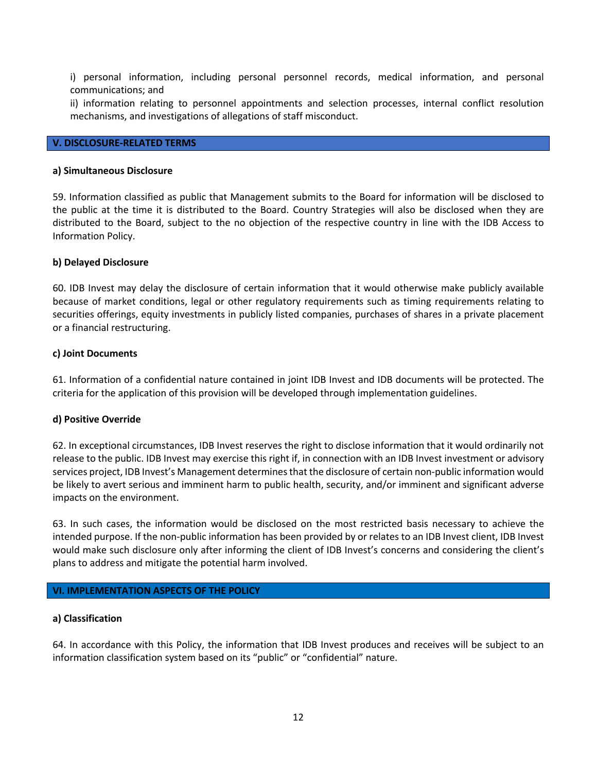i) personal information, including personal personnel records, medical information, and personal communications; and

ii) information relating to personnel appointments and selection processes, internal conflict resolution mechanisms, and investigations of allegations of staff misconduct.

## V. DISCLOSURE-RELATED TERMS

### a) Simultaneous Disclosure

59. Information classified as public that Management submits to the Board for information will be disclosed to the public at the time it is distributed to the Board. Country Strategies will also be disclosed when they are distributed to the Board, subject to the no objection of the respective country in line with the IDB Access to Information Policy.

### b) Delayed Disclosure

60. IDB Invest may delay the disclosure of certain information that it would otherwise make publicly available because of market conditions, legal or other regulatory requirements such as timing requirements relating to securities offerings, equity investments in publicly listed companies, purchases of shares in a private placement or a financial restructuring.

### c) Joint Documents

61. Information of a confidential nature contained in joint IDB Invest and IDB documents will be protected. The criteria for the application of this provision will be developed through implementation guidelines.

### d) Positive Override

62. In exceptional circumstances, IDB Invest reserves the right to disclose information that it would ordinarily not release to the public. IDB Invest may exercise this right if, in connection with an IDB Invest investment or advisory services project, IDB Invest's Management determines that the disclosure of certain non-public information would be likely to avert serious and imminent harm to public health, security, and/or imminent and significant adverse impacts on the environment.

63. In such cases, the information would be disclosed on the most restricted basis necessary to achieve the intended purpose. If the non-public information has been provided by or relates to an IDB Invest client, IDB Invest would make such disclosure only after informing the client of IDB Invest's concerns and considering the client's plans to address and mitigate the potential harm involved.

## VI. IMPLEMENTATION ASPECTS OF THE POLICY

### a) Classification

64. In accordance with this Policy, the information that IDB Invest produces and receives will be subject to an information classification system based on its "public" or "confidential" nature.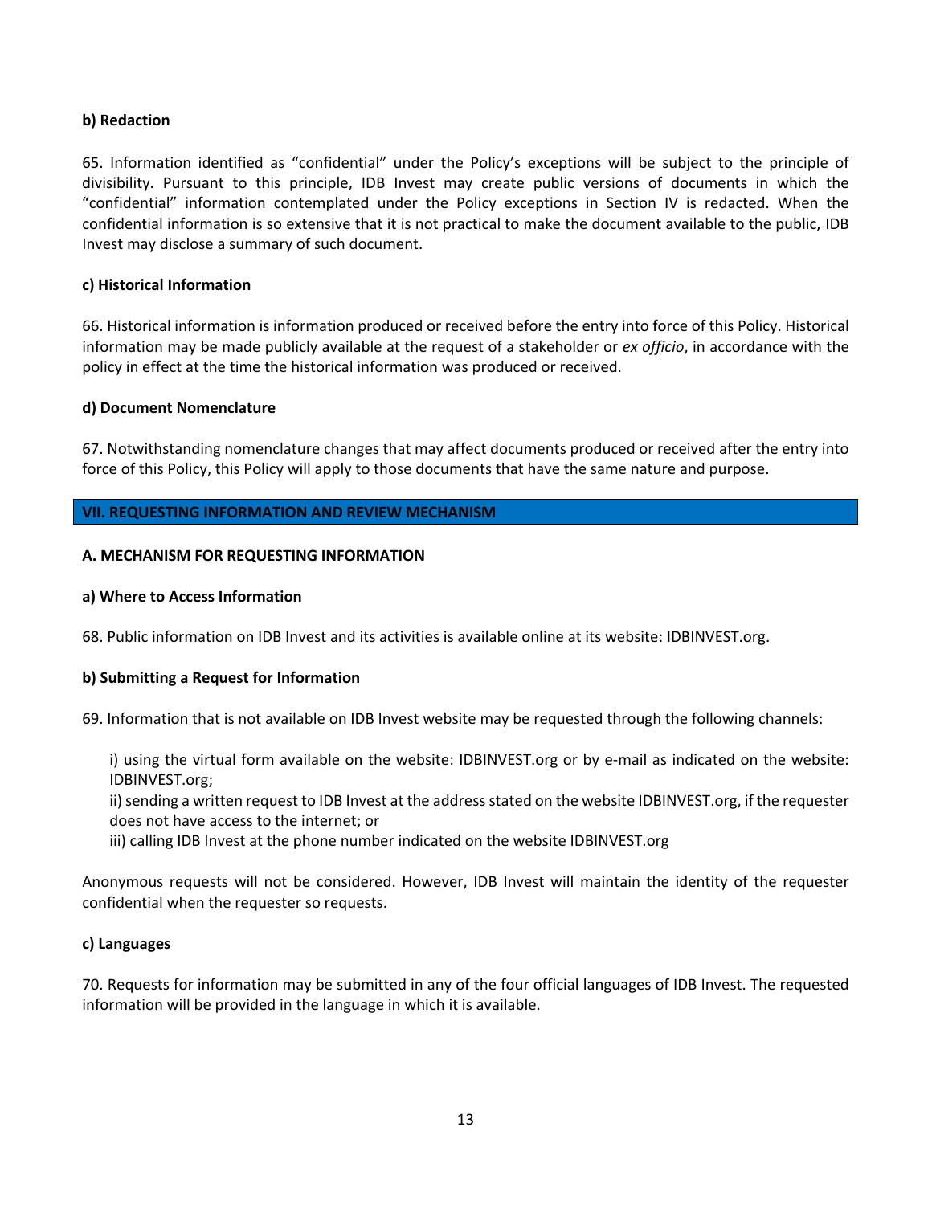#### b) Redaction

65. Information identified as "confidential" under the Policy's exceptions will be subject to the principle of divisibility. Pursuant to this principle, IDB Invest may create public versions of documents in which the "confidential" information contemplated under the Policy exceptions in Section IV is redacted. When the confidential information is so extensive that it is not practical to make the document available to the public, IDB Invest may disclose a summary of such document.

#### c) Historical Information

66. Historical information is information produced or received before the entry into force of this Policy. Historical information may be made publicly available at the request of a stakeholder or *ex officio*, in accordance with the policy in effect at the time the historical information was produced or received.

#### d) Document Nomenclature

67. Notwithstanding nomenclature changes that may affect documents produced or received after the entry into force of this Policy, this Policy will apply to those documents that have the same nature and purpose.

## VII. REQUESTING INFORMATION AND REVIEW MECHANISM

### A. MECHANISM FOR REQUESTING INFORMATION

#### a) Where to Access Information

68. Public information on IDB Invest and its activities is available online at its website: IDBINVEST.org.

#### b) Submitting a Request for Information

69. Information that is not available on IDB Invest website may be requested through the following channels:

i) using the virtual form available on the website: IDBINVEST.org or by e-mail as indicated on the website: IDBINVEST.org;
ii) sending a written request to IDB Invest at the address stated on the website IDBINVEST.org, if the requester does not have access to the internet; or
iii) calling IDB Invest at the phone number indicated on the website IDBINVEST.org

Anonymous requests will not be considered. However, IDB Invest will maintain the identity of the requester confidential when the requester so requests.

#### c) Languages

70. Requests for information may be submitted in any of the four official languages of IDB Invest. The requested information will be provided in the language in which it is available.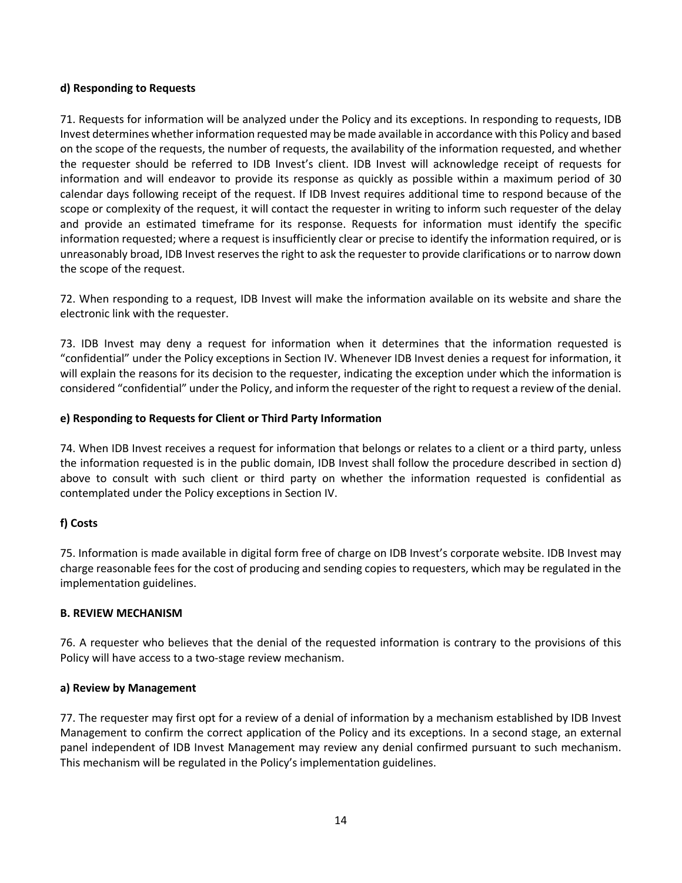**d) Responding to Requests**

71. Requests for information will be analyzed under the Policy and its exceptions. In responding to requests, IDB Invest determines whether information requested may be made available in accordance with this Policy and based on the scope of the requests, the number of requests, the availability of the information requested, and whether the requester should be referred to IDB Invest's client. IDB Invest will acknowledge receipt of requests for information and will endeavor to provide its response as quickly as possible within a maximum period of 30 calendar days following receipt of the request. If IDB Invest requires additional time to respond because of the scope or complexity of the request, it will contact the requester in writing to inform such requester of the delay and provide an estimated timeframe for its response. Requests for information must identify the specific information requested; where a request is insufficiently clear or precise to identify the information required, or is unreasonably broad, IDB Invest reserves the right to ask the requester to provide clarifications or to narrow down the scope of the request.

72. When responding to a request, IDB Invest will make the information available on its website and share the electronic link with the requester.

73. IDB Invest may deny a request for information when it determines that the information requested is "confidential" under the Policy exceptions in Section IV. Whenever IDB Invest denies a request for information, it will explain the reasons for its decision to the requester, indicating the exception under which the information is considered "confidential" under the Policy, and inform the requester of the right to request a review of the denial.

**e) Responding to Requests for Client or Third Party Information**

74. When IDB Invest receives a request for information that belongs or relates to a client or a third party, unless the information requested is in the public domain, IDB Invest shall follow the procedure described in section d) above to consult with such client or third party on whether the information requested is confidential as contemplated under the Policy exceptions in Section IV.

**f) Costs**

75. Information is made available in digital form free of charge on IDB Invest's corporate website. IDB Invest may charge reasonable fees for the cost of producing and sending copies to requesters, which may be regulated in the implementation guidelines.

**B. REVIEW MECHANISM**

76. A requester who believes that the denial of the requested information is contrary to the provisions of this Policy will have access to a two-stage review mechanism.

**a) Review by Management**

77. The requester may first opt for a review of a denial of information by a mechanism established by IDB Invest Management to confirm the correct application of the Policy and its exceptions. In a second stage, an external panel independent of IDB Invest Management may review any denial confirmed pursuant to such mechanism. This mechanism will be regulated in the Policy's implementation guidelines.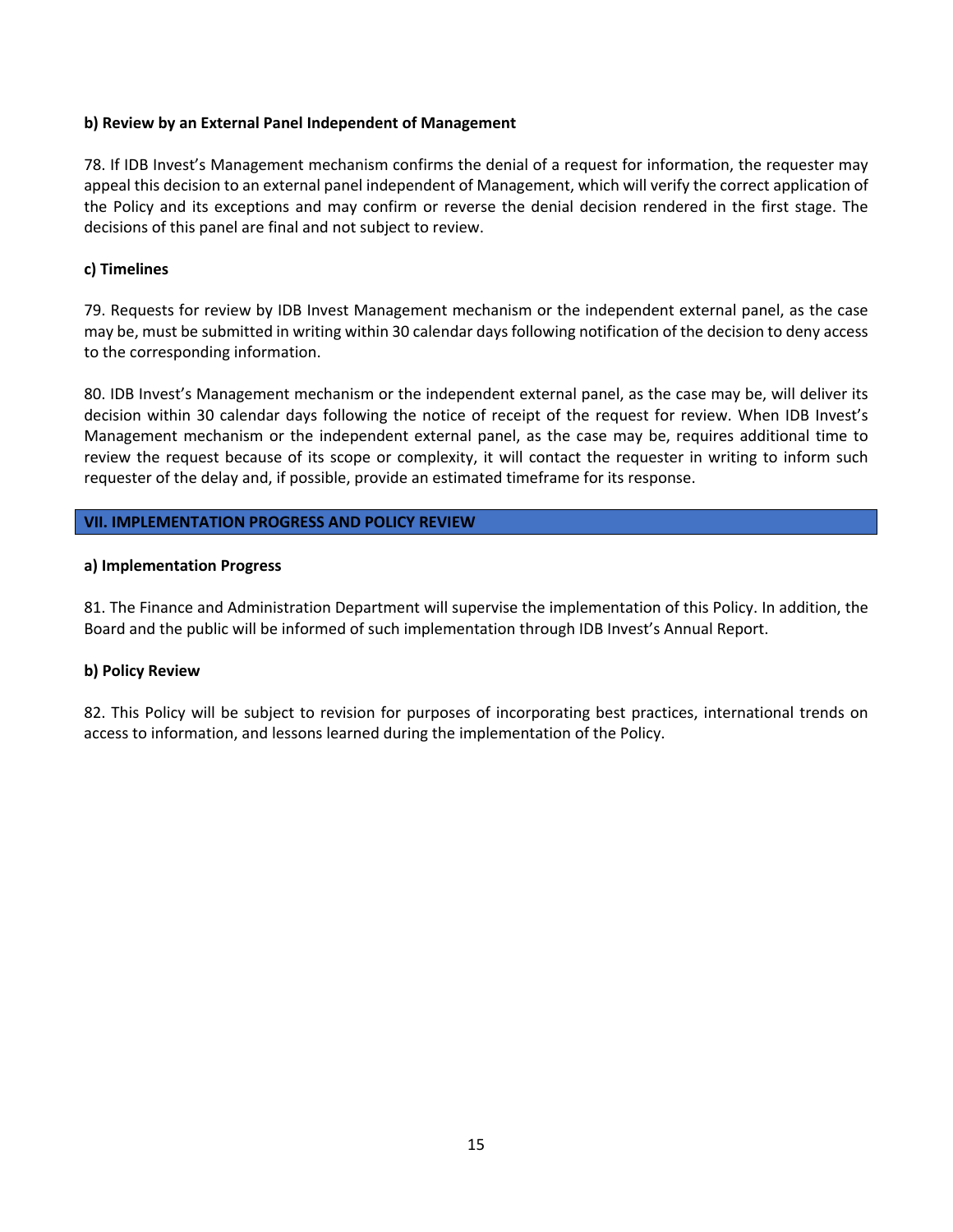**b) Review by an External Panel Independent of Management**

78. If IDB Invest's Management mechanism confirms the denial of a request for information, the requester may appeal this decision to an external panel independent of Management, which will verify the correct application of the Policy and its exceptions and may confirm or reverse the denial decision rendered in the first stage. The decisions of this panel are final and not subject to review.

**c) Timelines**

79. Requests for review by IDB Invest Management mechanism or the independent external panel, as the case may be, must be submitted in writing within 30 calendar days following notification of the decision to deny access to the corresponding information.

80. IDB Invest's Management mechanism or the independent external panel, as the case may be, will deliver its decision within 30 calendar days following the notice of receipt of the request for review. When IDB Invest's Management mechanism or the independent external panel, as the case may be, requires additional time to review the request because of its scope or complexity, it will contact the requester in writing to inform such requester of the delay and, if possible, provide an estimated timeframe for its response.

## VII. IMPLEMENTATION PROGRESS AND POLICY REVIEW

**a) Implementation Progress**

81. The Finance and Administration Department will supervise the implementation of this Policy. In addition, the Board and the public will be informed of such implementation through IDB Invest's Annual Report.

**b) Policy Review**

82. This Policy will be subject to revision for purposes of incorporating best practices, international trends on access to information, and lessons learned during the implementation of the Policy.